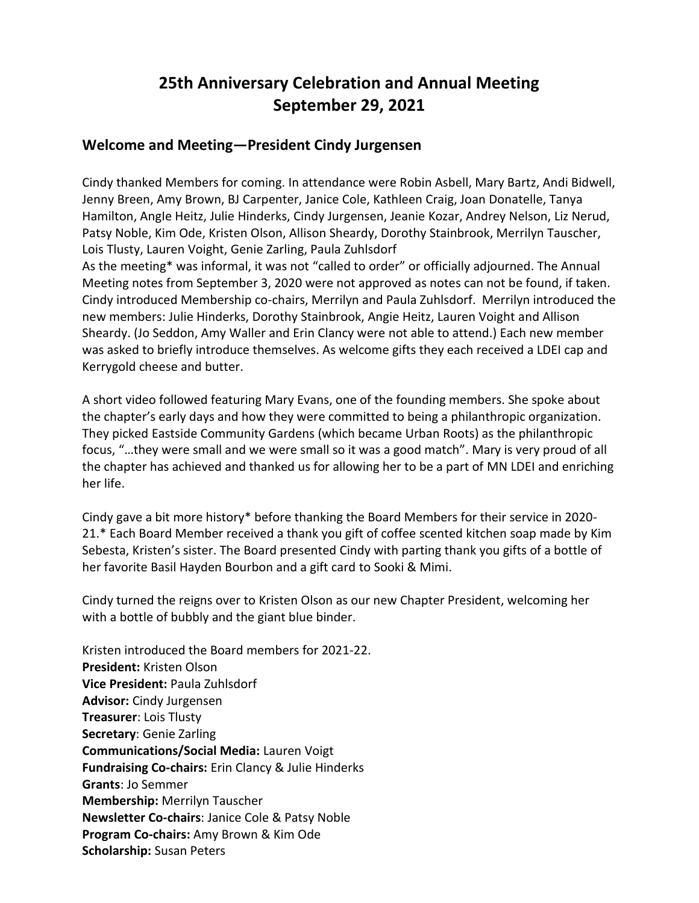# 25th Anniversary Celebration and Annual Meeting
# September 29, 2021

## Welcome and Meeting—President Cindy Jurgensen

Cindy thanked Members for coming. In attendance were Robin Asbell, Mary Bartz, Andi Bidwell, Jenny Breen, Amy Brown, BJ Carpenter, Janice Cole, Kathleen Craig, Joan Donatelle, Tanya Hamilton, AngIe Heitz, Julie Hinderks, Cindy Jurgensen, Jeanie Kozar, Andrey Nelson, Liz Nerud, Patsy Noble, Kim Ode, Kristen Olson, Allison Sheardy, Dorothy Stainbrook, Merrilyn Tauscher, Lois Tlusty, Lauren Voight, Genie Zarling, Paula Zuhlsdorf

As the meeting* was informal, it was not "called to order" or officially adjourned. The Annual Meeting notes from September 3, 2020 were not approved as notes can not be found, if taken. Cindy introduced Membership co-chairs, Merrilyn and Paula Zuhlsdorf. Merrilyn introduced the new members: Julie Hinderks, Dorothy Stainbrook, Angie Heitz, Lauren Voight and Allison Sheardy. (Jo Seddon, Amy Waller and Erin Clancy were not able to attend.) Each new member was asked to briefly introduce themselves. As welcome gifts they each received a LDEI cap and Kerrygold cheese and butter.

A short video followed featuring Mary Evans, one of the founding members. She spoke about the chapter's early days and how they were committed to being a philanthropic organization. They picked Eastside Community Gardens (which became Urban Roots) as the philanthropic focus, "…they were small and we were small so it was a good match". Mary is very proud of all the chapter has achieved and thanked us for allowing her to be a part of MN LDEI and enriching her life.

Cindy gave a bit more history* before thanking the Board Members for their service in 2020-21.* Each Board Member received a thank you gift of coffee scented kitchen soap made by Kim Sebesta, Kristen's sister. The Board presented Cindy with parting thank you gifts of a bottle of her favorite Basil Hayden Bourbon and a gift card to Sooki & Mimi.

Cindy turned the reigns over to Kristen Olson as our new Chapter President, welcoming her with a bottle of bubbly and the giant blue binder.

Kristen introduced the Board members for 2021-22.
**President:** Kristen Olson
**Vice President:** Paula Zuhlsdorf
**Advisor:** Cindy Jurgensen
**Treasurer**: Lois Tlusty
**Secretary**: Genie Zarling
**Communications/Social Media:** Lauren Voigt
**Fundraising Co-chairs:** Erin Clancy & Julie Hinderks
**Grants**: Jo Semmer
**Membership:** Merrilyn Tauscher
**Newsletter Co-chairs**: Janice Cole & Patsy Noble
**Program Co-chairs:** Amy Brown & Kim Ode
**Scholarship:** Susan Peters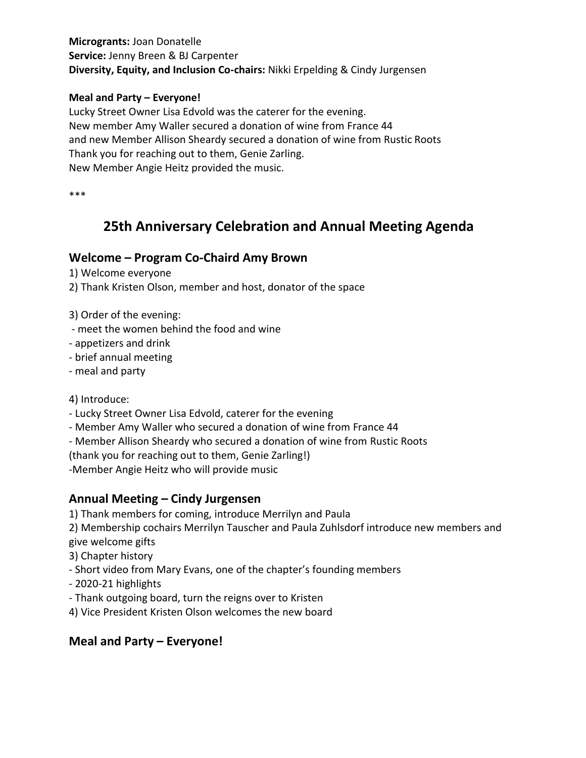**Microgrants:** Joan Donatelle
**Service:** Jenny Breen & BJ Carpenter
**Diversity, Equity, and Inclusion Co-chairs:** Nikki Erpelding & Cindy Jurgensen

**Meal and Party – Everyone!**
Lucky Street Owner Lisa Edvold was the caterer for the evening.
New member Amy Waller secured a donation of wine from France 44
and new Member Allison Sheardy secured a donation of wine from Rustic Roots
Thank you for reaching out to them, Genie Zarling.
New Member Angie Heitz provided the music.

***

# 25th Anniversary Celebration and Annual Meeting Agenda

## Welcome – Program Co-Chaird Amy Brown

1) Welcome everyone
2) Thank Kristen Olson, member and host, donator of the space

3) Order of the evening:
- meet the women behind the food and wine
- appetizers and drink
- brief annual meeting
- meal and party

4) Introduce:
- Lucky Street Owner Lisa Edvold, caterer for the evening
- Member Amy Waller who secured a donation of wine from France 44
- Member Allison Sheardy who secured a donation of wine from Rustic Roots
(thank you for reaching out to them, Genie Zarling!)
-Member Angie Heitz who will provide music

## Annual Meeting – Cindy Jurgensen

1) Thank members for coming, introduce Merrilyn and Paula
2) Membership cochairs Merrilyn Tauscher and Paula Zuhlsdorf introduce new members and give welcome gifts
3) Chapter history
- Short video from Mary Evans, one of the chapter's founding members
- 2020-21 highlights
- Thank outgoing board, turn the reigns over to Kristen
4) Vice President Kristen Olson welcomes the new board

## Meal and Party – Everyone!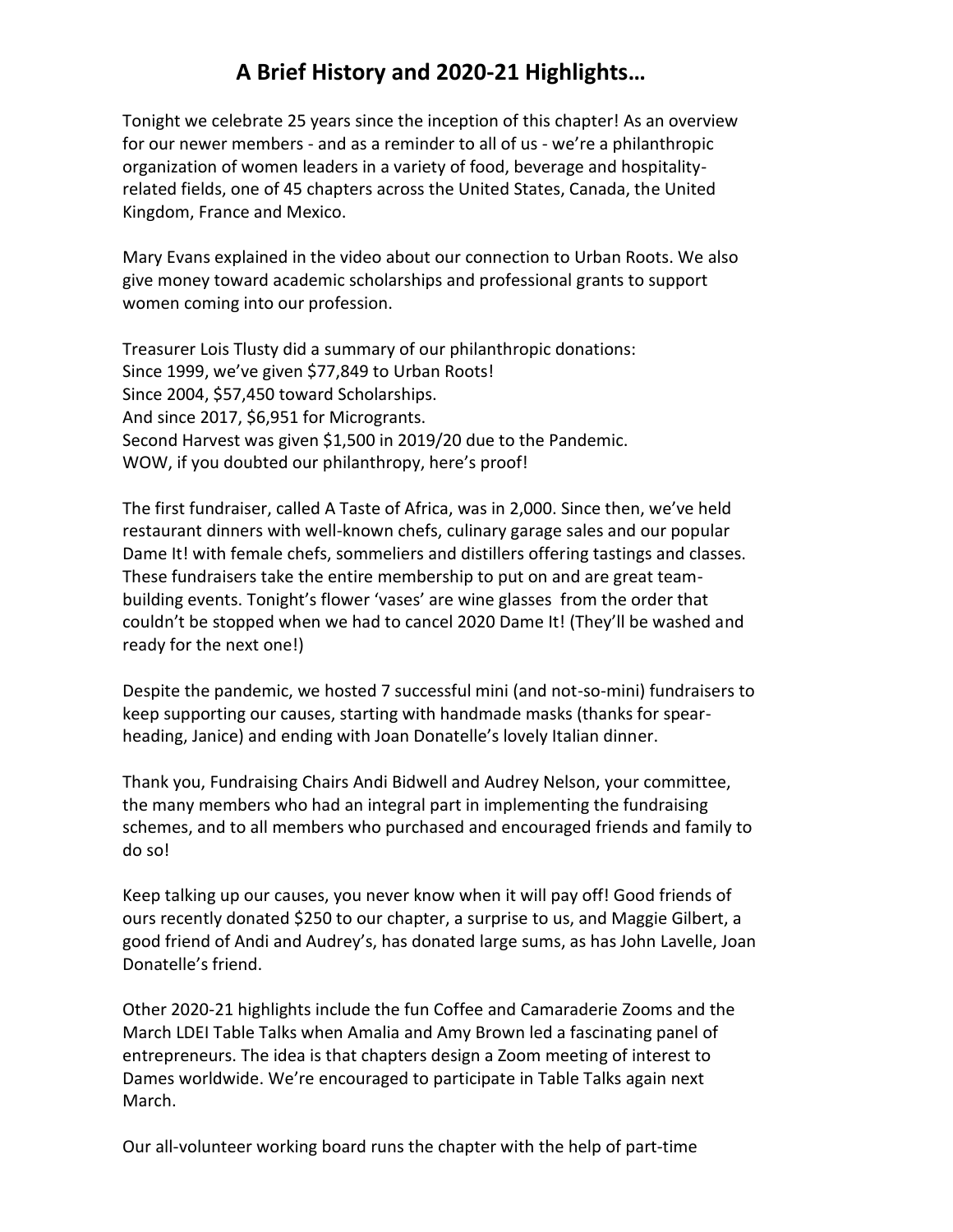## A Brief History and 2020-21 Highlights…

Tonight we celebrate 25 years since the inception of this chapter! As an overview for our newer members - and as a reminder to all of us - we're a philanthropic organization of women leaders in a variety of food, beverage and hospitality-related fields, one of 45 chapters across the United States, Canada, the United Kingdom, France and Mexico.

Mary Evans explained in the video about our connection to Urban Roots. We also give money toward academic scholarships and professional grants to support women coming into our profession.

Treasurer Lois Tlusty did a summary of our philanthropic donations:
Since 1999, we've given $77,849 to Urban Roots!
Since 2004, $57,450 toward Scholarships.
And since 2017, $6,951 for Microgrants.
Second Harvest was given $1,500 in 2019/20 due to the Pandemic.
WOW, if you doubted our philanthropy, here's proof!

The first fundraiser, called A Taste of Africa, was in 2,000. Since then, we've held restaurant dinners with well-known chefs, culinary garage sales and our popular Dame It! with female chefs, sommeliers and distillers offering tastings and classes. These fundraisers take the entire membership to put on and are great team-building events. Tonight's flower 'vases' are wine glasses from the order that couldn't be stopped when we had to cancel 2020 Dame It! (They'll be washed and ready for the next one!)

Despite the pandemic, we hosted 7 successful mini (and not-so-mini) fundraisers to keep supporting our causes, starting with handmade masks (thanks for spear-heading, Janice) and ending with Joan Donatelle's lovely Italian dinner.

Thank you, Fundraising Chairs Andi Bidwell and Audrey Nelson, your committee, the many members who had an integral part in implementing the fundraising schemes, and to all members who purchased and encouraged friends and family to do so!

Keep talking up our causes, you never know when it will pay off! Good friends of ours recently donated $250 to our chapter, a surprise to us, and Maggie Gilbert, a good friend of Andi and Audrey's, has donated large sums, as has John Lavelle, Joan Donatelle's friend.

Other 2020-21 highlights include the fun Coffee and Camaraderie Zooms and the March LDEI Table Talks when Amalia and Amy Brown led a fascinating panel of entrepreneurs. The idea is that chapters design a Zoom meeting of interest to Dames worldwide. We're encouraged to participate in Table Talks again next March.

Our all-volunteer working board runs the chapter with the help of part-time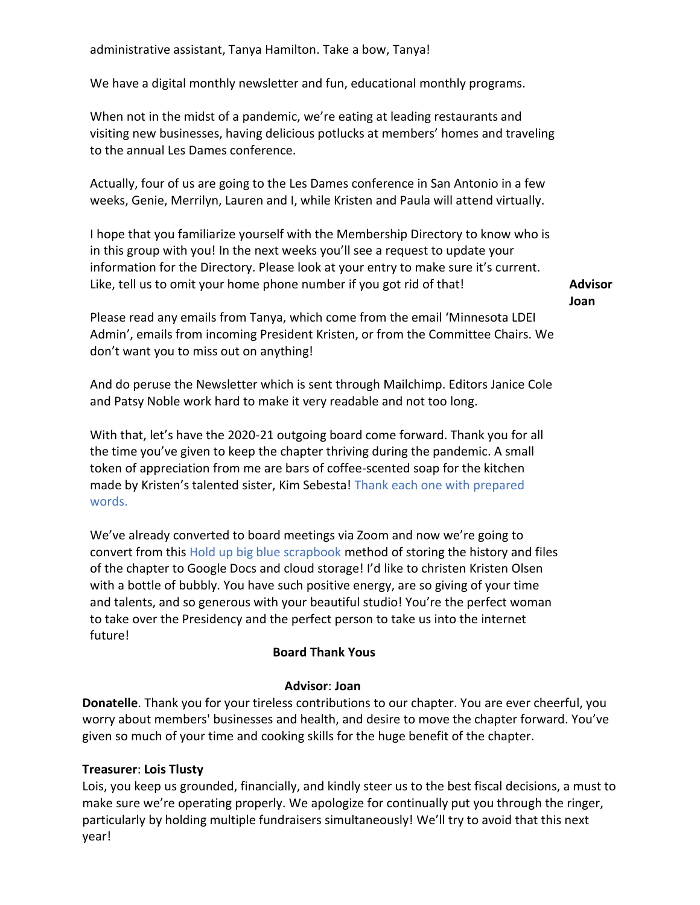administrative assistant, Tanya Hamilton. Take a bow, Tanya!

We have a digital monthly newsletter and fun, educational monthly programs.

When not in the midst of a pandemic, we're eating at leading restaurants and visiting new businesses, having delicious potlucks at members' homes and traveling to the annual Les Dames conference.

Actually, four of us are going to the Les Dames conference in San Antonio in a few weeks, Genie, Merrilyn, Lauren and I, while Kristen and Paula will attend virtually.

I hope that you familiarize yourself with the Membership Directory to know who is in this group with you! In the next weeks you'll see a request to update your information for the Directory. Please look at your entry to make sure it's current. Like, tell us to omit your home phone number if you got rid of that!

**Advisor Joan**

Please read any emails from Tanya, which come from the email 'Minnesota LDEI Admin', emails from incoming President Kristen, or from the Committee Chairs. We don't want you to miss out on anything!

And do peruse the Newsletter which is sent through Mailchimp. Editors Janice Cole and Patsy Noble work hard to make it very readable and not too long.

With that, let's have the 2020-21 outgoing board come forward. Thank you for all the time you've given to keep the chapter thriving during the pandemic. A small token of appreciation from me are bars of coffee-scented soap for the kitchen made by Kristen's talented sister, Kim Sebesta! Thank each one with prepared words.

We've already converted to board meetings via Zoom and now we're going to convert from this Hold up big blue scrapbook method of storing the history and files of the chapter to Google Docs and cloud storage! I'd like to christen Kristen Olsen with a bottle of bubbly. You have such positive energy, are so giving of your time and talents, and so generous with your beautiful studio! You're the perfect woman to take over the Presidency and the perfect person to take us into the internet future!

**Board Thank Yous**

**Advisor**: **Joan**

**Donatelle**. Thank you for your tireless contributions to our chapter. You are ever cheerful, you worry about members' businesses and health, and desire to move the chapter forward. You've given so much of your time and cooking skills for the huge benefit of the chapter.

**Treasurer**: **Lois Tlusty**

Lois, you keep us grounded, financially, and kindly steer us to the best fiscal decisions, a must to make sure we're operating properly. We apologize for continually put you through the ringer, particularly by holding multiple fundraisers simultaneously! We'll try to avoid that this next year!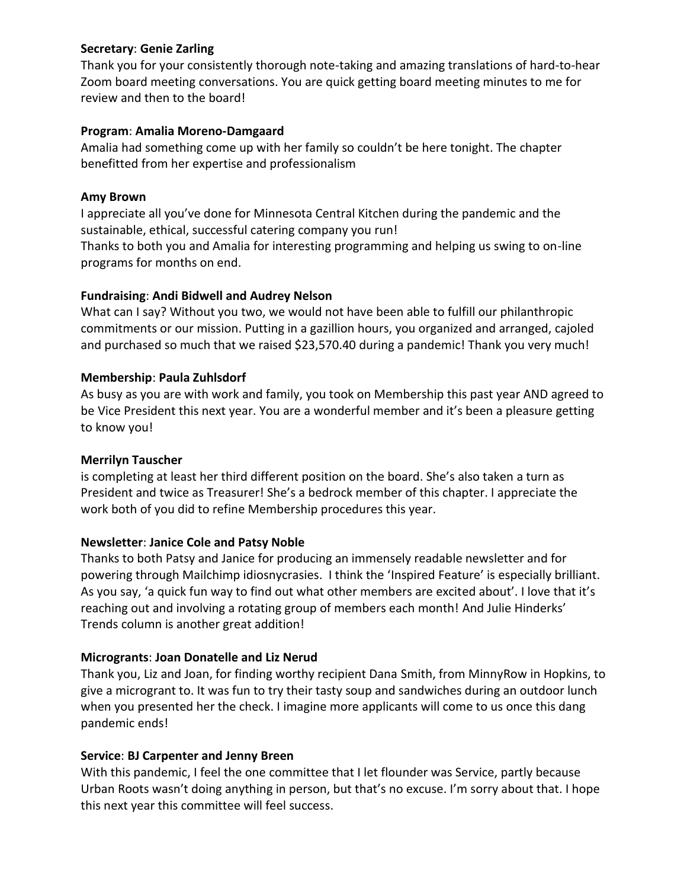**Secretary**: **Genie Zarling**

Thank you for your consistently thorough note-taking and amazing translations of hard-to-hear Zoom board meeting conversations. You are quick getting board meeting minutes to me for review and then to the board!

**Program**: **Amalia Moreno-Damgaard**

Amalia had something come up with her family so couldn't be here tonight. The chapter benefitted from her expertise and professionalism

**Amy Brown**

I appreciate all you've done for Minnesota Central Kitchen during the pandemic and the sustainable, ethical, successful catering company you run!
Thanks to both you and Amalia for interesting programming and helping us swing to on-line programs for months on end.

**Fundraising**: **Andi Bidwell and Audrey Nelson**

What can I say? Without you two, we would not have been able to fulfill our philanthropic commitments or our mission. Putting in a gazillion hours, you organized and arranged, cajoled and purchased so much that we raised $23,570.40 during a pandemic! Thank you very much!

**Membership**: **Paula Zuhlsdorf**

As busy as you are with work and family, you took on Membership this past year AND agreed to be Vice President this next year. You are a wonderful member and it's been a pleasure getting to know you!

**Merrilyn Tauscher**

is completing at least her third different position on the board. She's also taken a turn as President and twice as Treasurer! She's a bedrock member of this chapter. I appreciate the work both of you did to refine Membership procedures this year.

**Newsletter**: **Janice Cole and Patsy Noble**

Thanks to both Patsy and Janice for producing an immensely readable newsletter and for powering through Mailchimp idiosnycrasies. I think the 'Inspired Feature' is especially brilliant. As you say, 'a quick fun way to find out what other members are excited about'. I love that it's reaching out and involving a rotating group of members each month! And Julie Hinderks' Trends column is another great addition!

**Microgrants**: **Joan Donatelle and Liz Nerud**

Thank you, Liz and Joan, for finding worthy recipient Dana Smith, from MinnyRow in Hopkins, to give a microgrant to. It was fun to try their tasty soup and sandwiches during an outdoor lunch when you presented her the check. I imagine more applicants will come to us once this dang pandemic ends!

**Service**: **BJ Carpenter and Jenny Breen**

With this pandemic, I feel the one committee that I let flounder was Service, partly because Urban Roots wasn't doing anything in person, but that's no excuse. I'm sorry about that. I hope this next year this committee will feel success.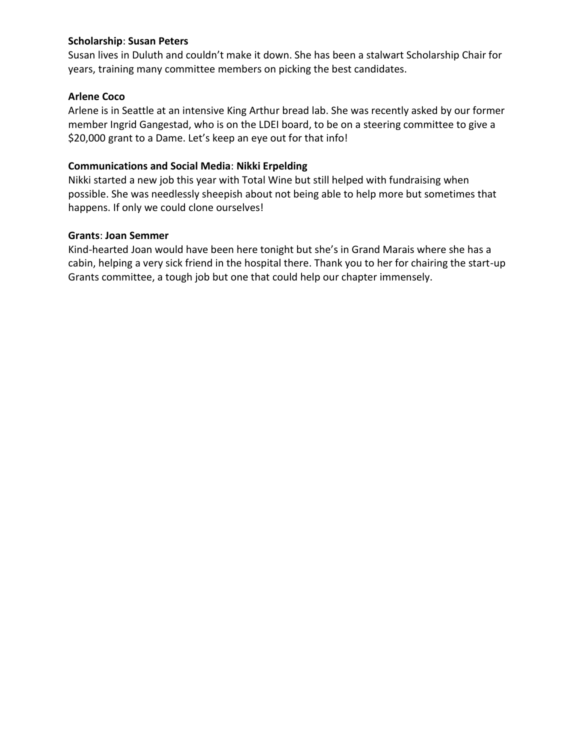**Scholarship**: **Susan Peters**
Susan lives in Duluth and couldn't make it down. She has been a stalwart Scholarship Chair for years, training many committee members on picking the best candidates.

**Arlene Coco**
Arlene is in Seattle at an intensive King Arthur bread lab. She was recently asked by our former member Ingrid Gangestad, who is on the LDEI board, to be on a steering committee to give a $20,000 grant to a Dame. Let's keep an eye out for that info!

**Communications and Social Media**: **Nikki Erpelding**
Nikki started a new job this year with Total Wine but still helped with fundraising when possible. She was needlessly sheepish about not being able to help more but sometimes that happens. If only we could clone ourselves!

**Grants**: **Joan Semmer**
Kind-hearted Joan would have been here tonight but she's in Grand Marais where she has a cabin, helping a very sick friend in the hospital there. Thank you to her for chairing the start-up Grants committee, a tough job but one that could help our chapter immensely.